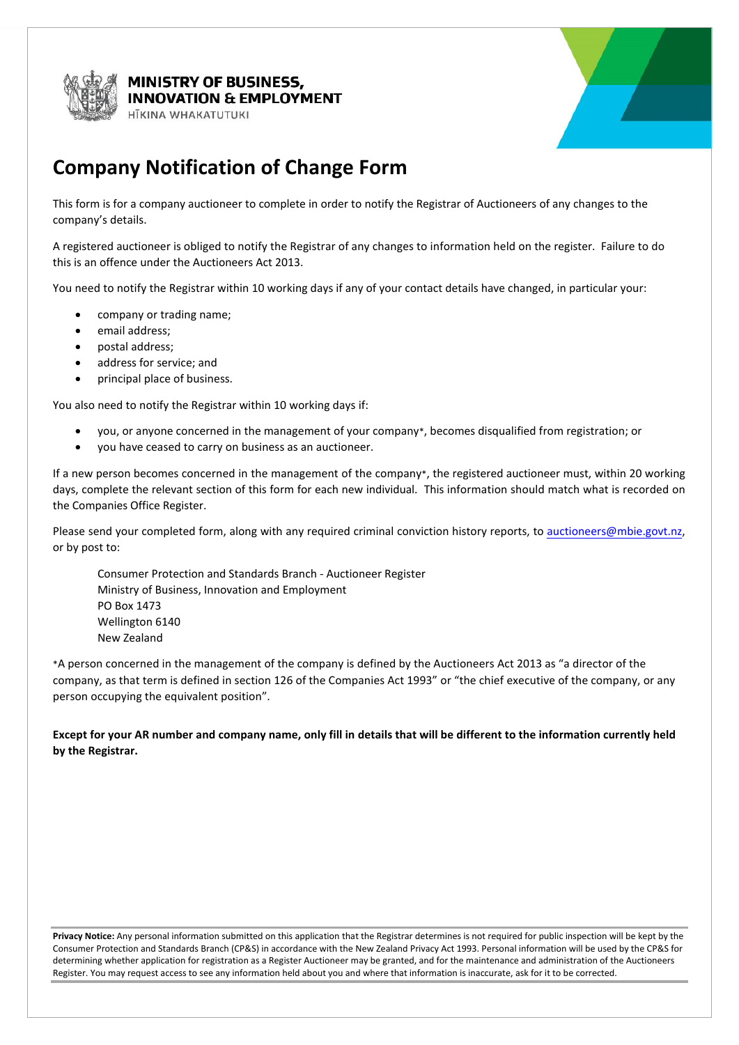MINISTRY OF BUSINESS, INNOVATION & EMPLOYMENT
HĪKINA WHAKATUTUKI

# Company Notification of Change Form

This form is for a company auctioneer to complete in order to notify the Registrar of Auctioneers of any changes to the company's details.

A registered auctioneer is obliged to notify the Registrar of any changes to information held on the register. Failure to do this is an offence under the Auctioneers Act 2013.

You need to notify the Registrar within 10 working days if any of your contact details have changed, in particular your:

- company or trading name;
- email address;
- postal address;
- address for service; and
- principal place of business.

You also need to notify the Registrar within 10 working days if:

- you, or anyone concerned in the management of your company*, becomes disqualified from registration; or
- you have ceased to carry on business as an auctioneer.

If a new person becomes concerned in the management of the company*, the registered auctioneer must, within 20 working days, complete the relevant section of this form for each new individual. This information should match what is recorded on the Companies Office Register.

Please send your completed form, along with any required criminal conviction history reports, to auctioneers@mbie.govt.nz, or by post to:

Consumer Protection and Standards Branch - Auctioneer Register
Ministry of Business, Innovation and Employment
PO Box 1473
Wellington 6140
New Zealand

*A person concerned in the management of the company is defined by the Auctioneers Act 2013 as "a director of the company, as that term is defined in section 126 of the Companies Act 1993" or "the chief executive of the company, or any person occupying the equivalent position".

**Except for your AR number and company name, only fill in details that will be different to the information currently held by the Registrar.**

**Privacy Notice:** Any personal information submitted on this application that the Registrar determines is not required for public inspection will be kept by the Consumer Protection and Standards Branch (CP&S) in accordance with the New Zealand Privacy Act 1993. Personal information will be used by the CP&S for determining whether application for registration as a Register Auctioneer may be granted, and for the maintenance and administration of the Auctioneers Register. You may request access to see any information held about you and where that information is inaccurate, ask for it to be corrected.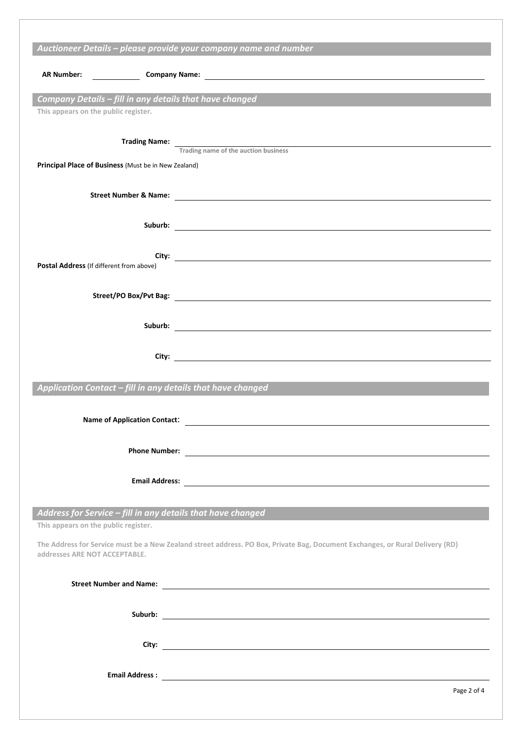## *Auctioneer Details – please provide your company name and number*

**AR Number:** \_\_\_\_\_\_\_\_\_\_ **Company Name:** \_\_\_\_\_\_\_\_\_\_\_\_\_\_\_\_\_\_\_\_\_\_\_\_\_\_\_\_\_\_\_\_\_\_\_\_\_\_\_\_

## *Company Details – fill in any details that have changed*

This appears on the public register.

**Trading Name:** \_\_\_\_\_\_\_\_\_\_\_\_\_\_\_\_\_\_\_\_\_\_\_\_\_\_\_\_\_\_\_\_\_\_\_\_\_\_\_\_
Trading name of the auction business

**Principal Place of Business** (Must be in New Zealand)

**Street Number & Name:** \_\_\_\_\_\_\_\_\_\_\_\_\_\_\_\_\_\_\_\_\_\_\_\_\_\_\_\_\_\_\_\_\_\_\_\_\_\_\_\_

**Suburb:** \_\_\_\_\_\_\_\_\_\_\_\_\_\_\_\_\_\_\_\_\_\_\_\_\_\_\_\_\_\_\_\_\_\_\_\_\_\_\_\_

**City:** \_\_\_\_\_\_\_\_\_\_\_\_\_\_\_\_\_\_\_\_\_\_\_\_\_\_\_\_\_\_\_\_\_\_\_\_\_\_\_\_

**Postal Address** (If different from above)

**Street/PO Box/Pvt Bag:** \_\_\_\_\_\_\_\_\_\_\_\_\_\_\_\_\_\_\_\_\_\_\_\_\_\_\_\_\_\_\_\_\_\_\_\_\_\_\_\_

**Suburb:** \_\_\_\_\_\_\_\_\_\_\_\_\_\_\_\_\_\_\_\_\_\_\_\_\_\_\_\_\_\_\_\_\_\_\_\_\_\_\_\_

**City:** \_\_\_\_\_\_\_\_\_\_\_\_\_\_\_\_\_\_\_\_\_\_\_\_\_\_\_\_\_\_\_\_\_\_\_\_\_\_\_\_

## *Application Contact – fill in any details that have changed*

**Name of Application Contact:** \_\_\_\_\_\_\_\_\_\_\_\_\_\_\_\_\_\_\_\_\_\_\_\_\_\_\_\_\_\_\_\_\_\_\_\_\_\_\_\_

**Phone Number:** \_\_\_\_\_\_\_\_\_\_\_\_\_\_\_\_\_\_\_\_\_\_\_\_\_\_\_\_\_\_\_\_\_\_\_\_\_\_\_\_

**Email Address:** \_\_\_\_\_\_\_\_\_\_\_\_\_\_\_\_\_\_\_\_\_\_\_\_\_\_\_\_\_\_\_\_\_\_\_\_\_\_\_\_

## *Address for Service – fill in any details that have changed*

This appears on the public register.

The Address for Service must be a New Zealand street address. PO Box, Private Bag, Document Exchanges, or Rural Delivery (RD) addresses ARE NOT ACCEPTABLE.

**Street Number and Name:** \_\_\_\_\_\_\_\_\_\_\_\_\_\_\_\_\_\_\_\_\_\_\_\_\_\_\_\_\_\_\_\_\_\_\_\_\_\_\_\_

**Suburb:** \_\_\_\_\_\_\_\_\_\_\_\_\_\_\_\_\_\_\_\_\_\_\_\_\_\_\_\_\_\_\_\_\_\_\_\_\_\_\_\_

**City:** \_\_\_\_\_\_\_\_\_\_\_\_\_\_\_\_\_\_\_\_\_\_\_\_\_\_\_\_\_\_\_\_\_\_\_\_\_\_\_\_

**Email Address :** \_\_\_\_\_\_\_\_\_\_\_\_\_\_\_\_\_\_\_\_\_\_\_\_\_\_\_\_\_\_\_\_\_\_\_\_\_\_\_\_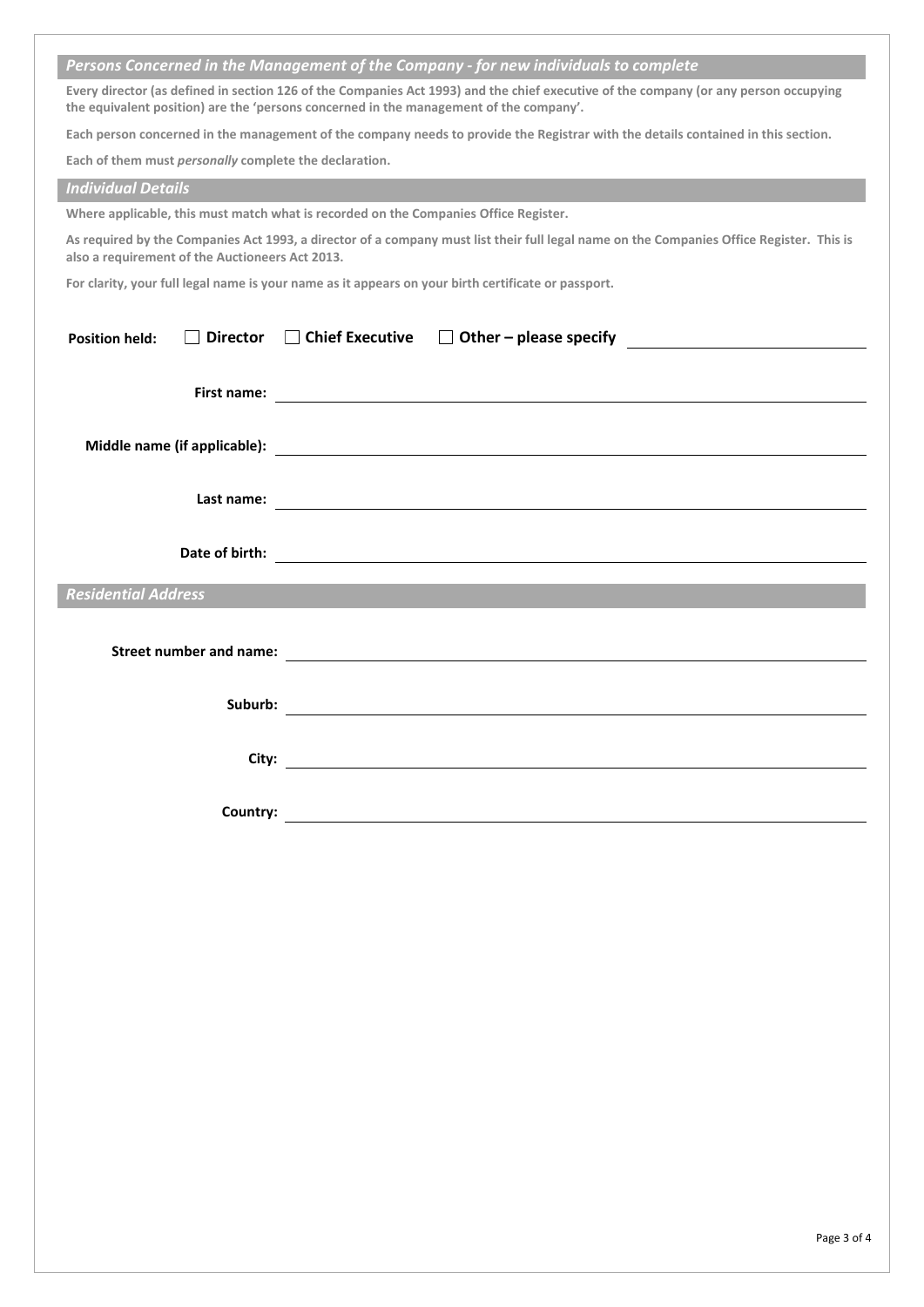## *Persons Concerned in the Management of the Company - for new individuals to complete*

**Every director (as defined in section 126 of the Companies Act 1993) and the chief executive of the company (or any person occupying the equivalent position) are the 'persons concerned in the management of the company'.**

**Each person concerned in the management of the company needs to provide the Registrar with the details contained in this section.**

**Each of them must *personally* complete the declaration.**

## *Individual Details*

**Where applicable, this must match what is recorded on the Companies Office Register.**

**As required by the Companies Act 1993, a director of a company must list their full legal name on the Companies Office Register. This is also a requirement of the Auctioneers Act 2013.**

**For clarity, your full legal name is your name as it appears on your birth certificate or passport.**

**Position held:** ☐ **Director** ☐ **Chief Executive** ☐ **Other – please specify** \_\_\_\_\_\_\_\_\_\_\_\_\_\_\_\_\_\_\_\_

**First name:** \_\_\_\_\_\_\_\_\_\_\_\_\_\_\_\_\_\_\_\_

**Middle name (if applicable):** \_\_\_\_\_\_\_\_\_\_\_\_\_\_\_\_\_\_\_\_

**Last name:** \_\_\_\_\_\_\_\_\_\_\_\_\_\_\_\_\_\_\_\_

**Date of birth:** \_\_\_\_\_\_\_\_\_\_\_\_\_\_\_\_\_\_\_\_

## *Residential Address*

**Street number and name:** \_\_\_\_\_\_\_\_\_\_\_\_\_\_\_\_\_\_\_\_

**Suburb:** \_\_\_\_\_\_\_\_\_\_\_\_\_\_\_\_\_\_\_\_

**City:** \_\_\_\_\_\_\_\_\_\_\_\_\_\_\_\_\_\_\_\_

**Country:** \_\_\_\_\_\_\_\_\_\_\_\_\_\_\_\_\_\_\_\_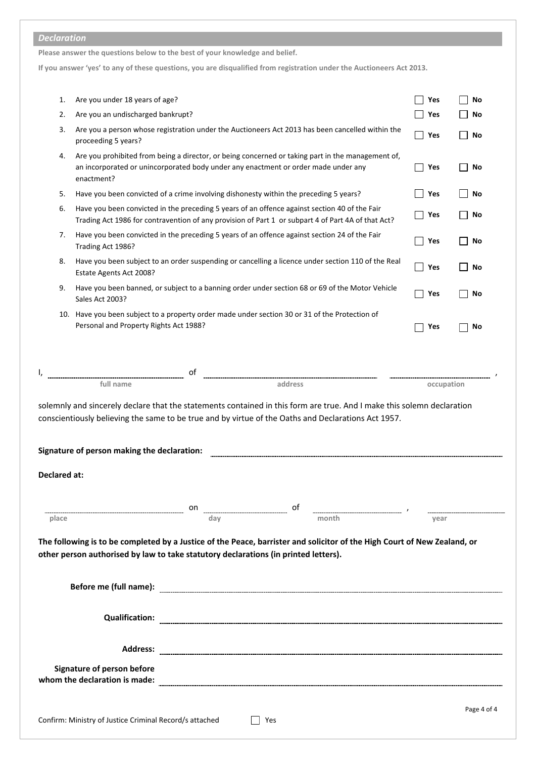## *Declaration*

**Please answer the questions below to the best of your knowledge and belief.**

**If you answer 'yes' to any of these questions, you are disqualified from registration under the Auctioneers Act 2013.**

| | | | |
|---|---|---|---|
| 1. | Are you under 18 years of age? | ☐ **Yes** | ☐ **No** |
| 2. | Are you an undischarged bankrupt? | ☐ **Yes** | ☐ **No** |
| 3. | Are you a person whose registration under the Auctioneers Act 2013 has been cancelled within the proceeding 5 years? | ☐ **Yes** | ☐ **No** |
| 4. | Are you prohibited from being a director, or being concerned or taking part in the management of, an incorporated or unincorporated body under any enactment or order made under any enactment? | ☐ **Yes** | ☐ **No** |
| 5. | Have you been convicted of a crime involving dishonesty within the preceding 5 years? | ☐ **Yes** | ☐ **No** |
| 6. | Have you been convicted in the preceding 5 years of an offence against section 40 of the Fair Trading Act 1986 for contravention of any provision of Part 1 or subpart 4 of Part 4A of that Act? | ☐ **Yes** | ☐ **No** |
| 7. | Have you been convicted in the preceding 5 years of an offence against section 24 of the Fair Trading Act 1986? | ☐ **Yes** | ☐ **No** |
| 8. | Have you been subject to an order suspending or cancelling a licence under section 110 of the Real Estate Agents Act 2008? | ☐ **Yes** | ☐ **No** |
| 9. | Have you been banned, or subject to a banning order under section 68 or 69 of the Motor Vehicle Sales Act 2003? | ☐ **Yes** | ☐ **No** |
| 10. | Have you been subject to a property order made under section 30 or 31 of the Protection of Personal and Property Rights Act 1988? | ☐ **Yes** | ☐ **No** |

I, ______________________ of ______________________ ______________________ ,
full name — address — occupation

solemnly and sincerely declare that the statements contained in this form are true. And I make this solemn declaration conscientiously believing the same to be true and by virtue of the Oaths and Declarations Act 1957.

**Signature of person making the declaration:** ______________________

**Declared at:**

______________________ on ______________ of ______________ , ______________
place — day — month — year

**The following is to be completed by a Justice of the Peace, barrister and solicitor of the High Court of New Zealand, or other person authorised by law to take statutory declarations (in printed letters).**

**Before me (full name):** ______________________

**Qualification:** ______________________

**Address:** ______________________

**Signature of person before whom the declaration is made:** ______________________

Confirm: Ministry of Justice Criminal Record/s attached ☐ Yes